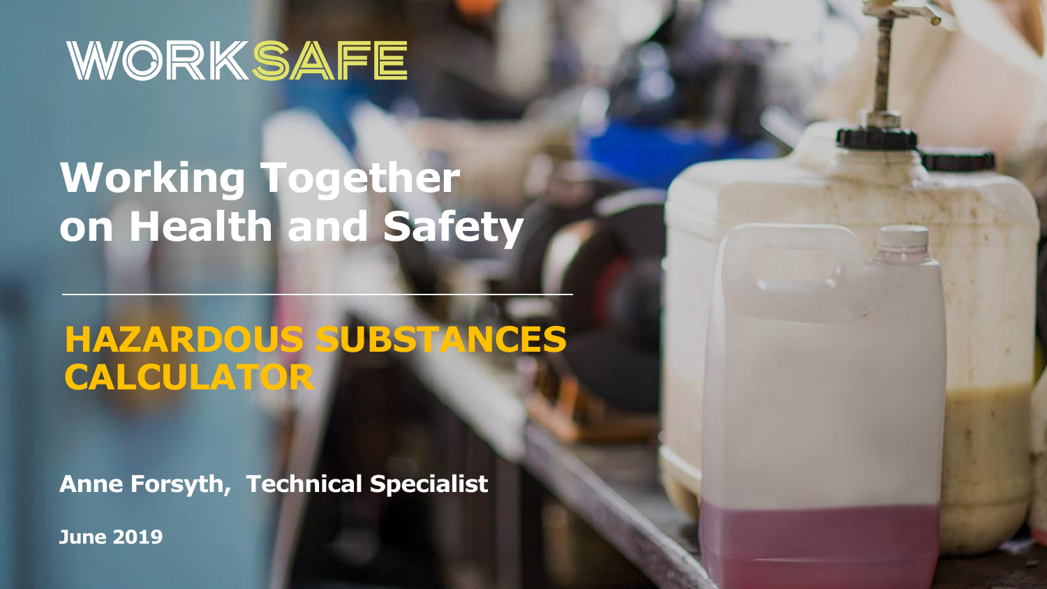WORKSAFE

# Working Together on Health and Safety

## HAZARDOUS SUBSTANCES CALCULATOR

**Anne Forsyth, Technical Specialist**

**June 2019**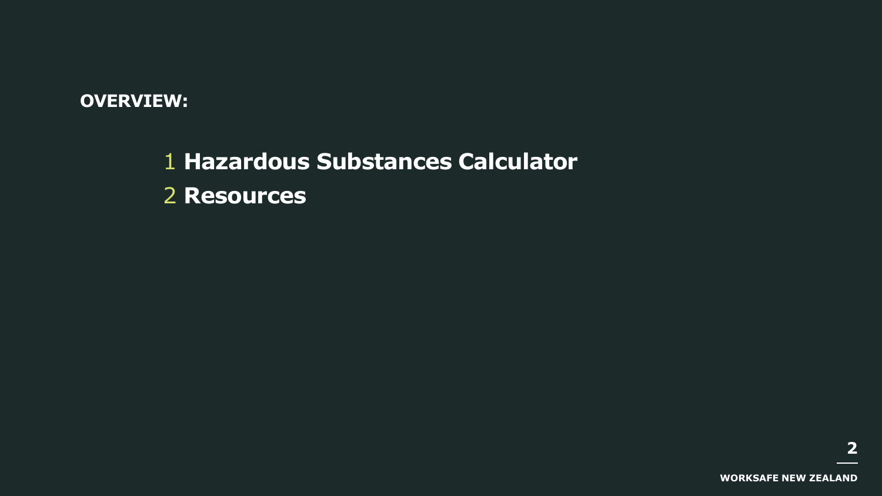**OVERVIEW:**

1 **Hazardous Substances Calculator**

2 **Resources**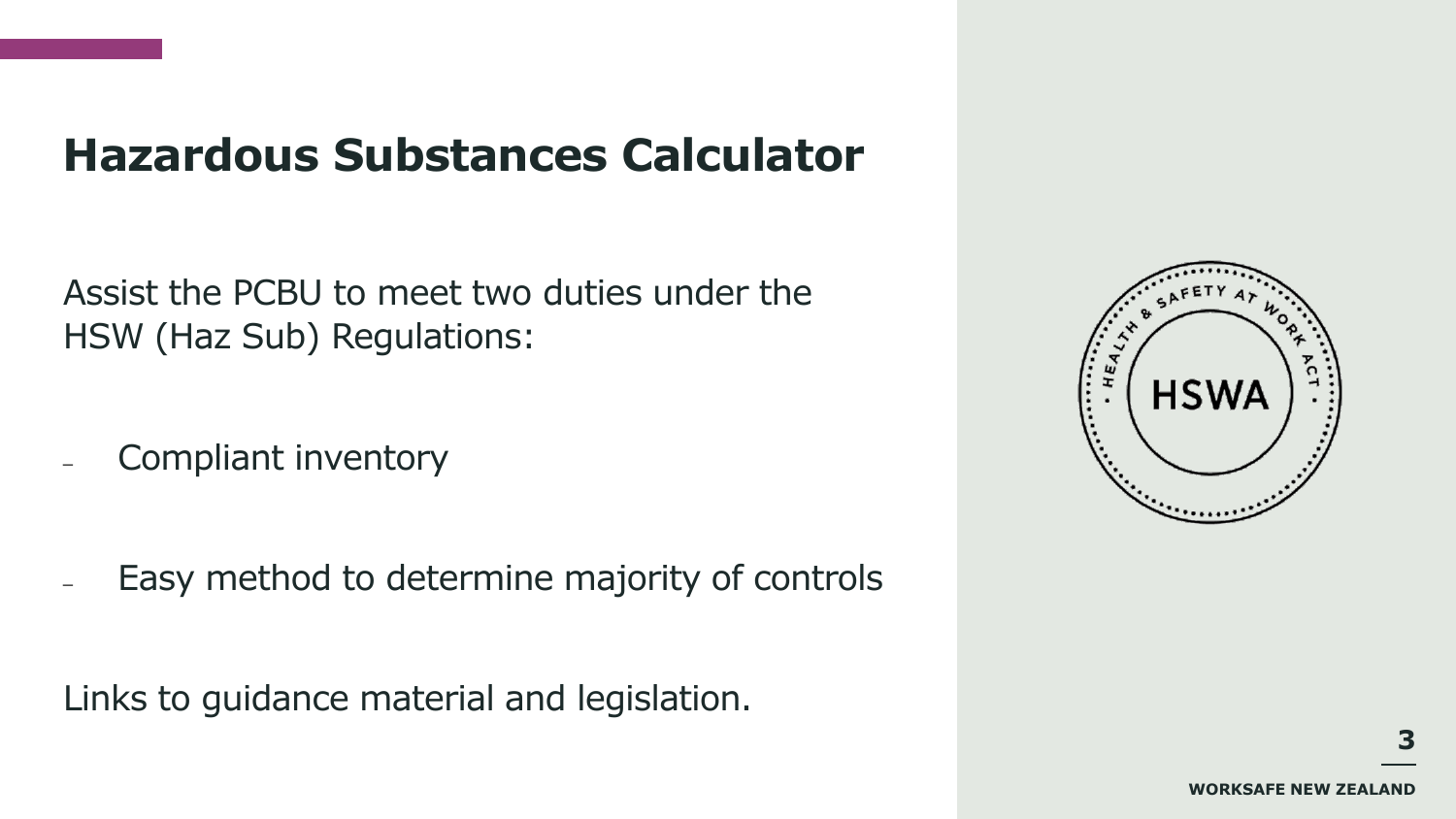# Hazardous Substances Calculator

Assist the PCBU to meet two duties under the HSW (Haz Sub) Regulations:

- Compliant inventory
- Easy method to determine majority of controls

Links to guidance material and legislation.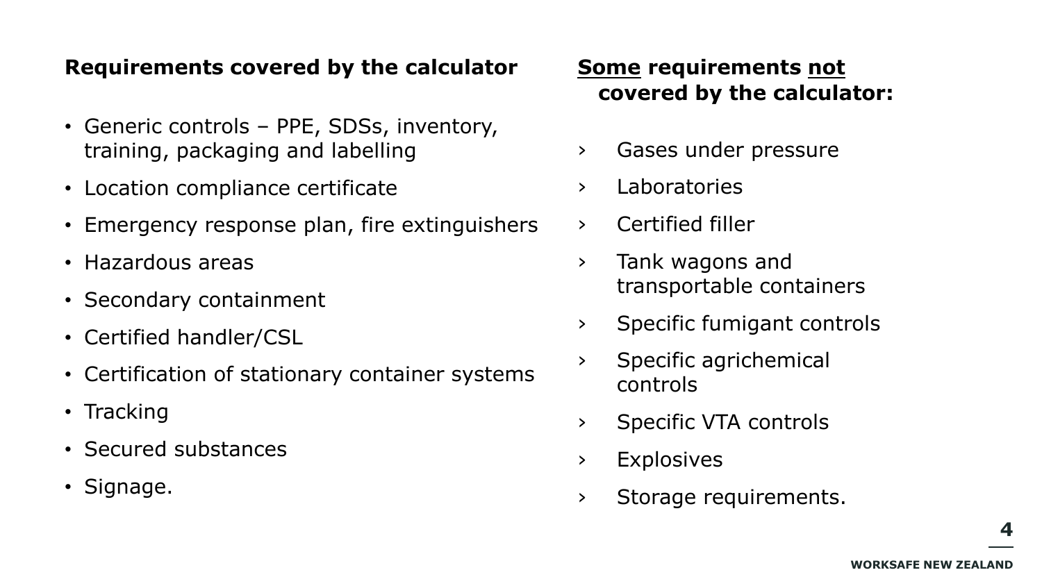**Requirements covered by the calculator**

- Generic controls – PPE, SDSs, inventory, training, packaging and labelling
- Location compliance certificate
- Emergency response plan, fire extinguishers
- Hazardous areas
- Secondary containment
- Certified handler/CSL
- Certification of stationary container systems
- Tracking
- Secured substances
- Signage.

**<u>Some</u> requirements <u>not</u> covered by the calculator:**

- Gases under pressure
- Laboratories
- Certified filler
- Tank wagons and transportable containers
- Specific fumigant controls
- Specific agrichemical controls
- Specific VTA controls
- Explosives
- Storage requirements.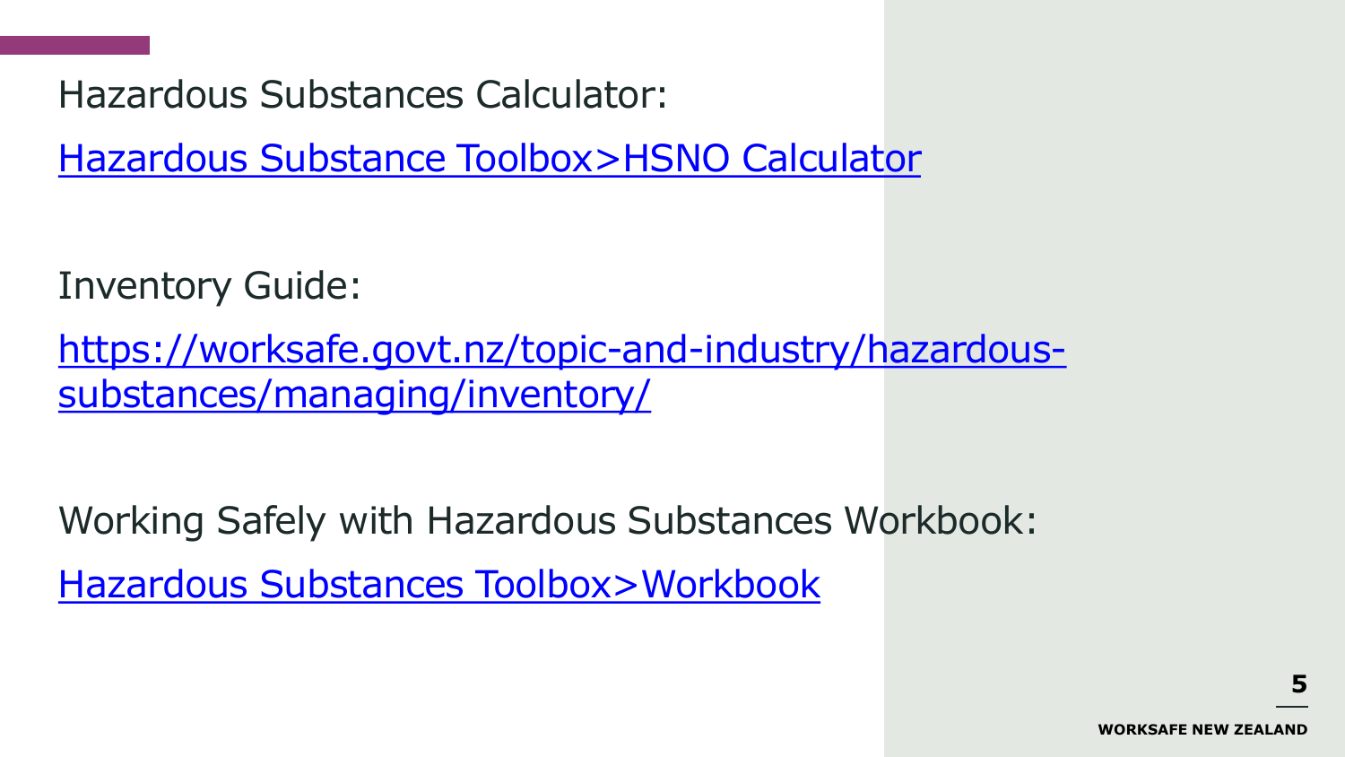Hazardous Substances Calculator:

Hazardous Substance Toolbox>HSNO Calculator

Inventory Guide:

https://worksafe.govt.nz/topic-and-industry/hazardous-substances/managing/inventory/

Working Safely with Hazardous Substances Workbook:

Hazardous Substances Toolbox>Workbook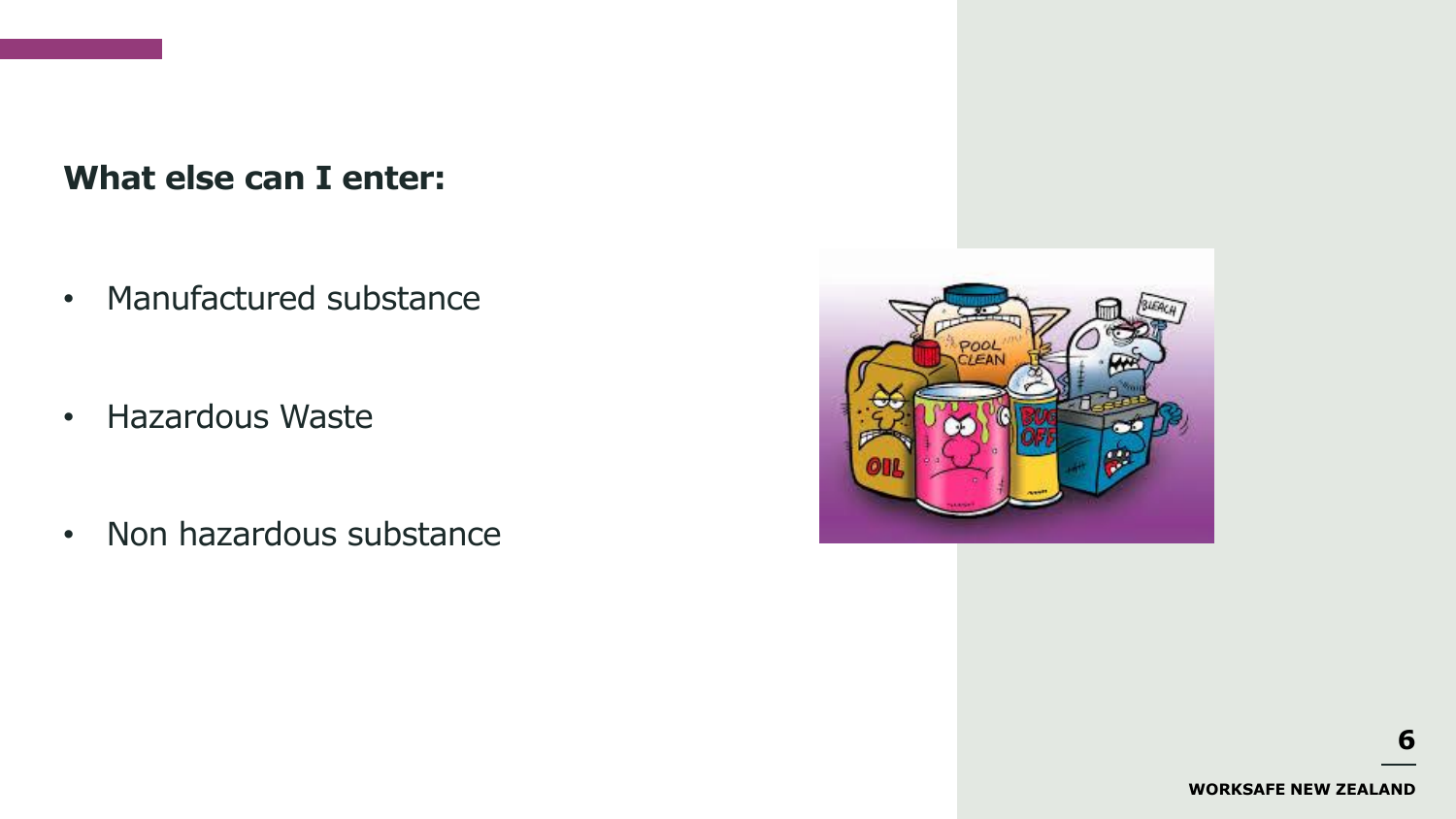**What else can I enter:**

- Manufactured substance
- Hazardous Waste
- Non hazardous substance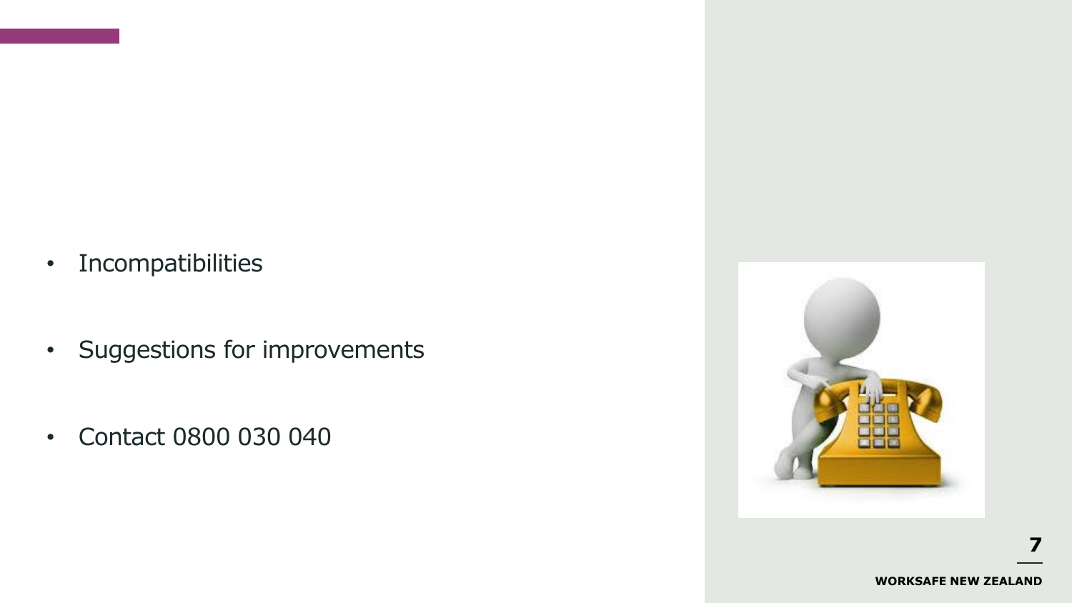- Incompatibilities
- Suggestions for improvements
- Contact 0800 030 040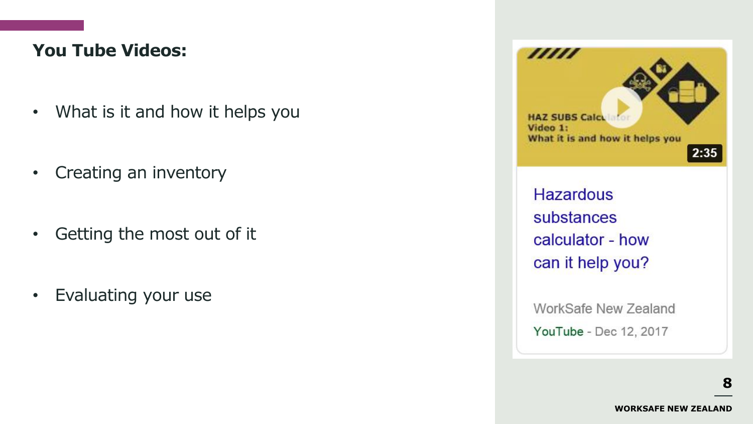## You Tube Videos:

- What is it and how it helps you
- Creating an inventory
- Getting the most out of it
- Evaluating your use

HAZ SUBS Calculator
Video 1:
What it is and how it helps you

2:35

Hazardous substances calculator - how can it help you?

WorkSafe New Zealand

YouTube - Dec 12, 2017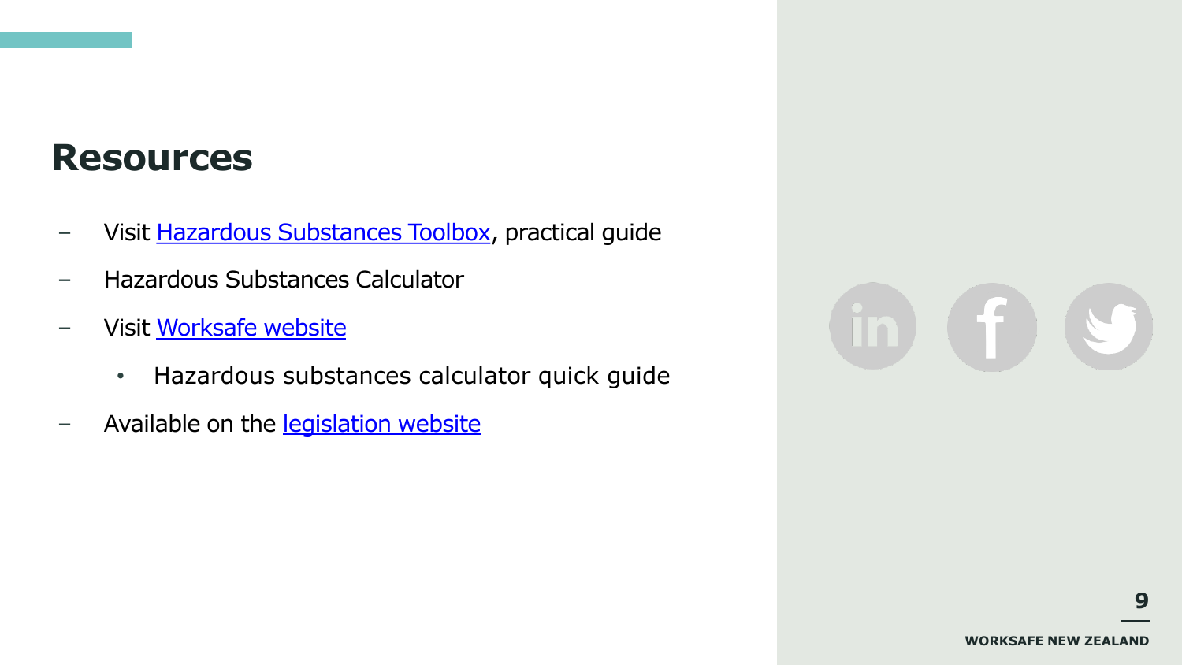# Resources

- Visit Hazardous Substances Toolbox, practical guide
- Hazardous Substances Calculator
- Visit Worksafe website
  - Hazardous substances calculator quick guide
- Available on the legislation website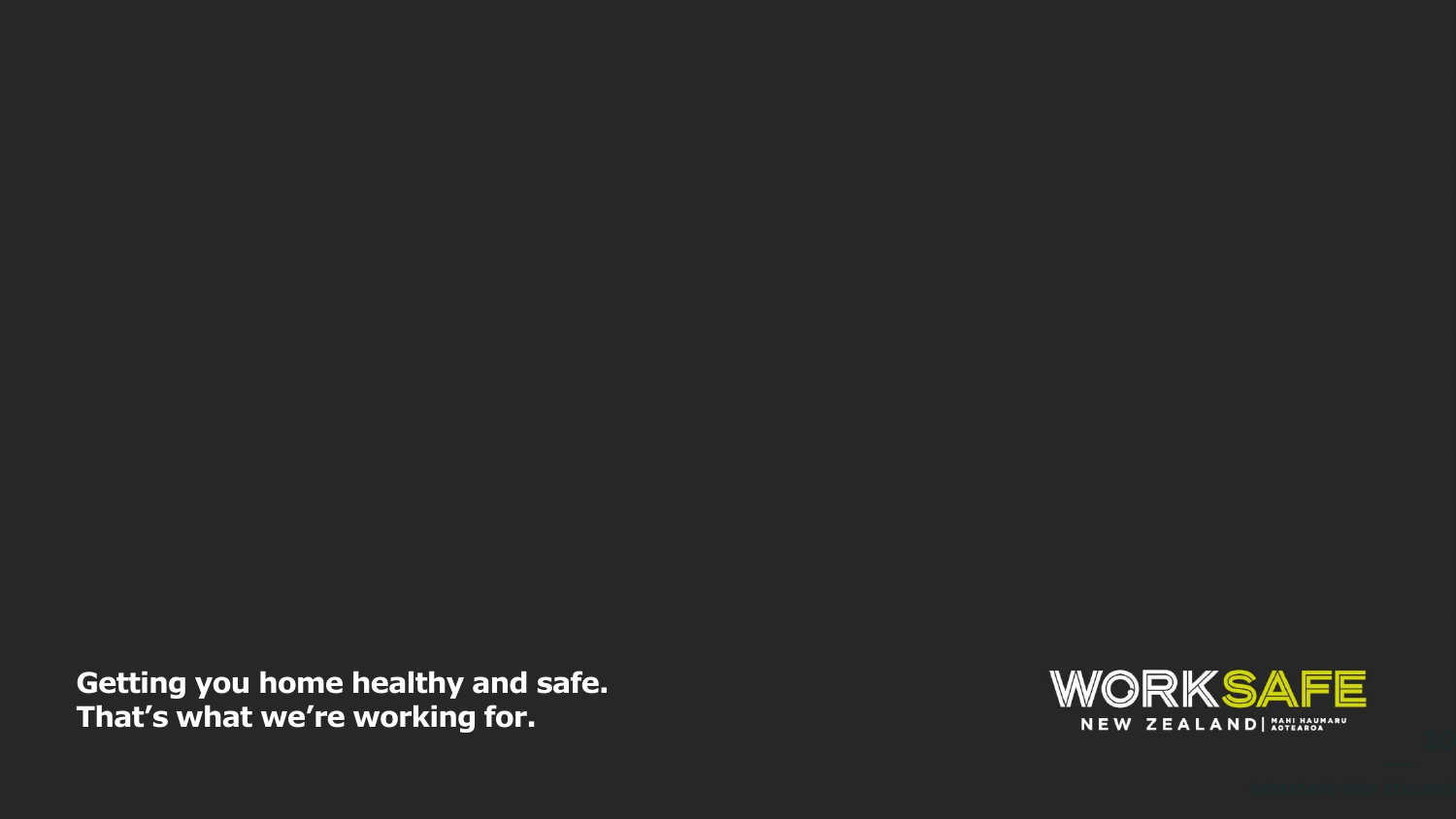**Getting you home healthy and safe.**
**That's what we're working for.**

WORKSAFE NEW ZEALAND | MAHI HAUMARU AOTEAROA